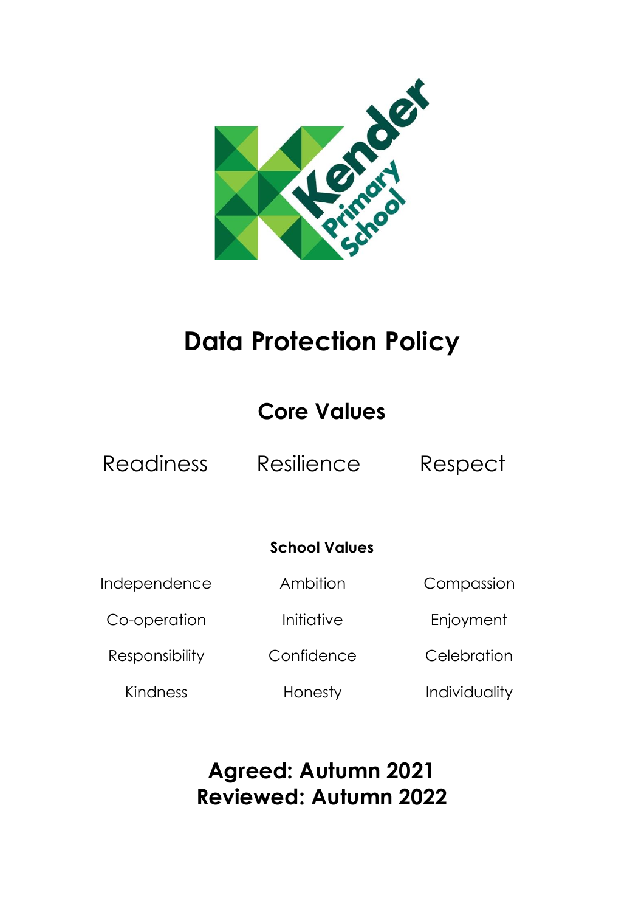# Data Protection Policy

## Core Values

| Readiness | Resilience | Respect |
|---|---|---|

### School Values

| Independence | Ambition | Compassion |
|---|---|---|
| Co-operation | Initiative | Enjoyment |
| Responsibility | Confidence | Celebration |
| Kindness | Honesty | Individuality |

**Agreed: Autumn 2021**
**Reviewed: Autumn 2022**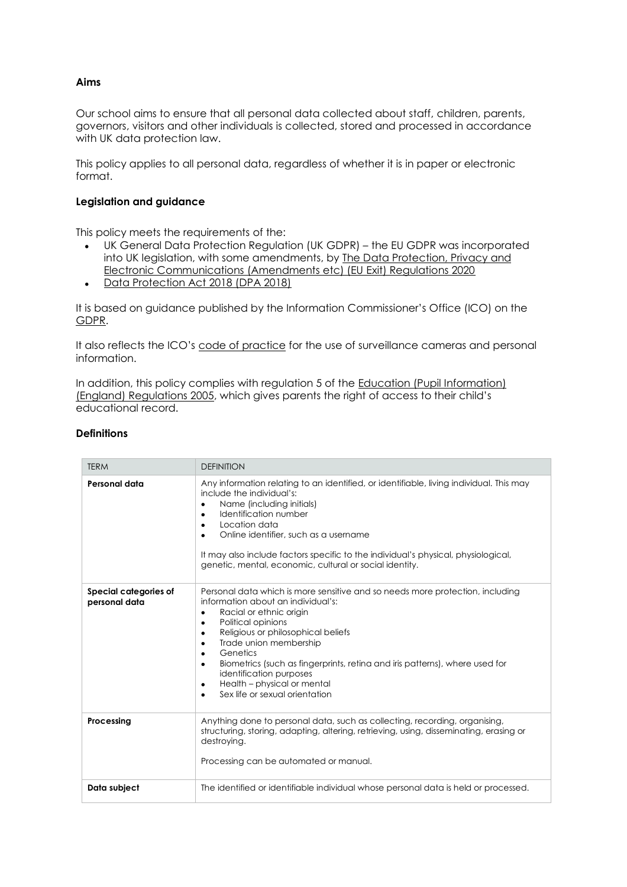**Aims**

Our school aims to ensure that all personal data collected about staff, children, parents, governors, visitors and other individuals is collected, stored and processed in accordance with UK data protection law.

This policy applies to all personal data, regardless of whether it is in paper or electronic format.

**Legislation and guidance**

This policy meets the requirements of the:

- UK General Data Protection Regulation (UK GDPR) – the EU GDPR was incorporated into UK legislation, with some amendments, by The Data Protection, Privacy and Electronic Communications (Amendments etc) (EU Exit) Regulations 2020
- Data Protection Act 2018 (DPA 2018)

It is based on guidance published by the Information Commissioner's Office (ICO) on the GDPR.

It also reflects the ICO's code of practice for the use of surveillance cameras and personal information.

In addition, this policy complies with regulation 5 of the Education (Pupil Information) (England) Regulations 2005, which gives parents the right of access to their child's educational record.

**Definitions**

| TERM | DEFINITION |
| --- | --- |
| **Personal data** | Any information relating to an identified, or identifiable, living individual. This may include the individual's:<br>• Name (including initials)<br>• Identification number<br>• Location data<br>• Online identifier, such as a username<br><br>It may also include factors specific to the individual's physical, physiological, genetic, mental, economic, cultural or social identity. |
| **Special categories of personal data** | Personal data which is more sensitive and so needs more protection, including information about an individual's:<br>• Racial or ethnic origin<br>• Political opinions<br>• Religious or philosophical beliefs<br>• Trade union membership<br>• Genetics<br>• Biometrics (such as fingerprints, retina and iris patterns), where used for identification purposes<br>• Health – physical or mental<br>• Sex life or sexual orientation |
| **Processing** | Anything done to personal data, such as collecting, recording, organising, structuring, storing, adapting, altering, retrieving, using, disseminating, erasing or destroying.<br><br>Processing can be automated or manual. |
| **Data subject** | The identified or identifiable individual whose personal data is held or processed. |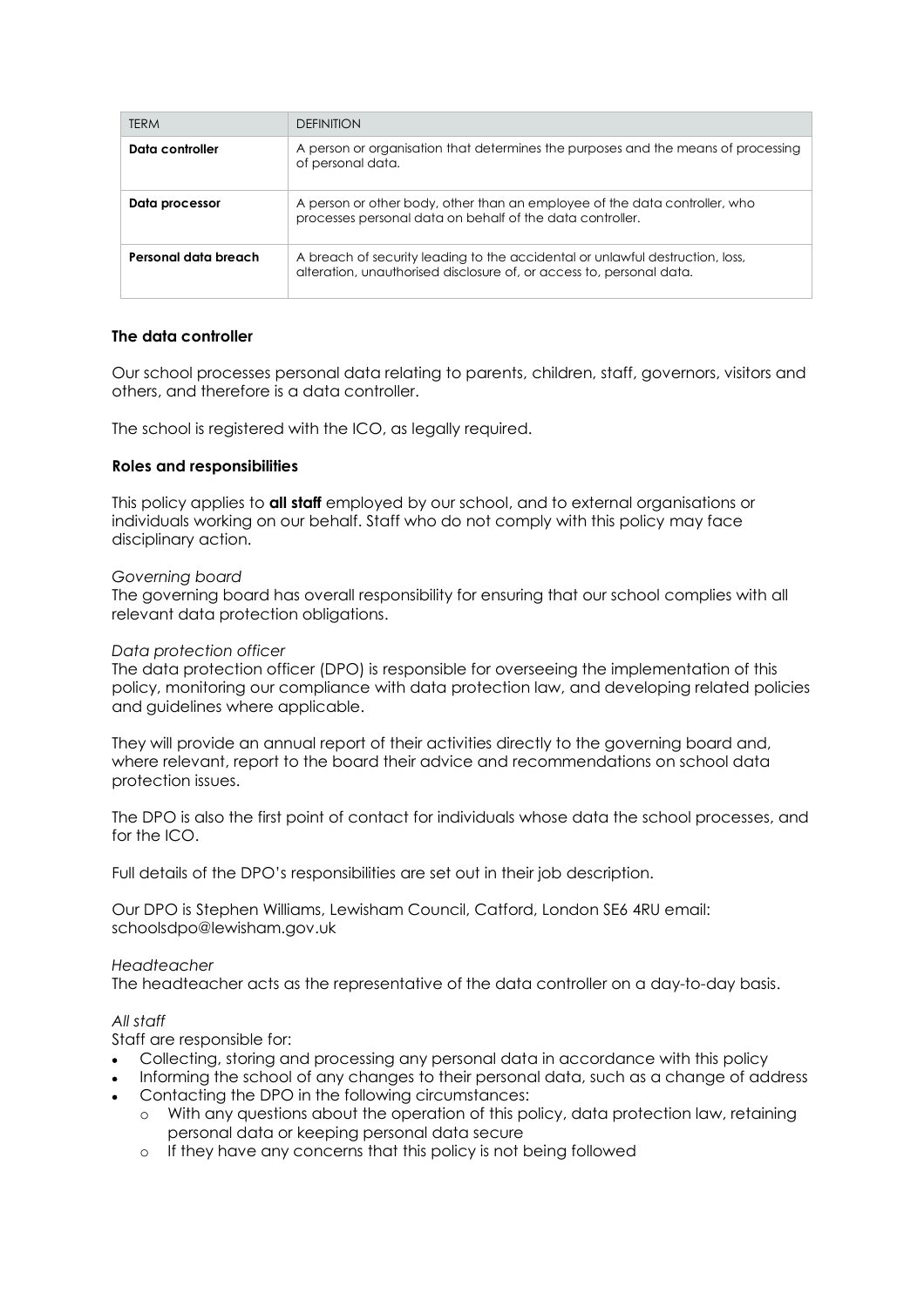| TERM | DEFINITION |
| --- | --- |
| **Data controller** | A person or organisation that determines the purposes and the means of processing of personal data. |
| **Data processor** | A person or other body, other than an employee of the data controller, who processes personal data on behalf of the data controller. |
| **Personal data breach** | A breach of security leading to the accidental or unlawful destruction, loss, alteration, unauthorised disclosure of, or access to, personal data. |

**The data controller**

Our school processes personal data relating to parents, children, staff, governors, visitors and others, and therefore is a data controller.

The school is registered with the ICO, as legally required.

**Roles and responsibilities**

This policy applies to **all staff** employed by our school, and to external organisations or individuals working on our behalf. Staff who do not comply with this policy may face disciplinary action.

*Governing board*

The governing board has overall responsibility for ensuring that our school complies with all relevant data protection obligations.

*Data protection officer*

The data protection officer (DPO) is responsible for overseeing the implementation of this policy, monitoring our compliance with data protection law, and developing related policies and guidelines where applicable.

They will provide an annual report of their activities directly to the governing board and, where relevant, report to the board their advice and recommendations on school data protection issues.

The DPO is also the first point of contact for individuals whose data the school processes, and for the ICO.

Full details of the DPO's responsibilities are set out in their job description.

Our DPO is Stephen Williams, Lewisham Council, Catford, London SE6 4RU email: schoolsdpo@lewisham.gov.uk

*Headteacher*

The headteacher acts as the representative of the data controller on a day-to-day basis.

*All staff*

Staff are responsible for:

- Collecting, storing and processing any personal data in accordance with this policy
- Informing the school of any changes to their personal data, such as a change of address
- Contacting the DPO in the following circumstances:
  - With any questions about the operation of this policy, data protection law, retaining personal data or keeping personal data secure
  - If they have any concerns that this policy is not being followed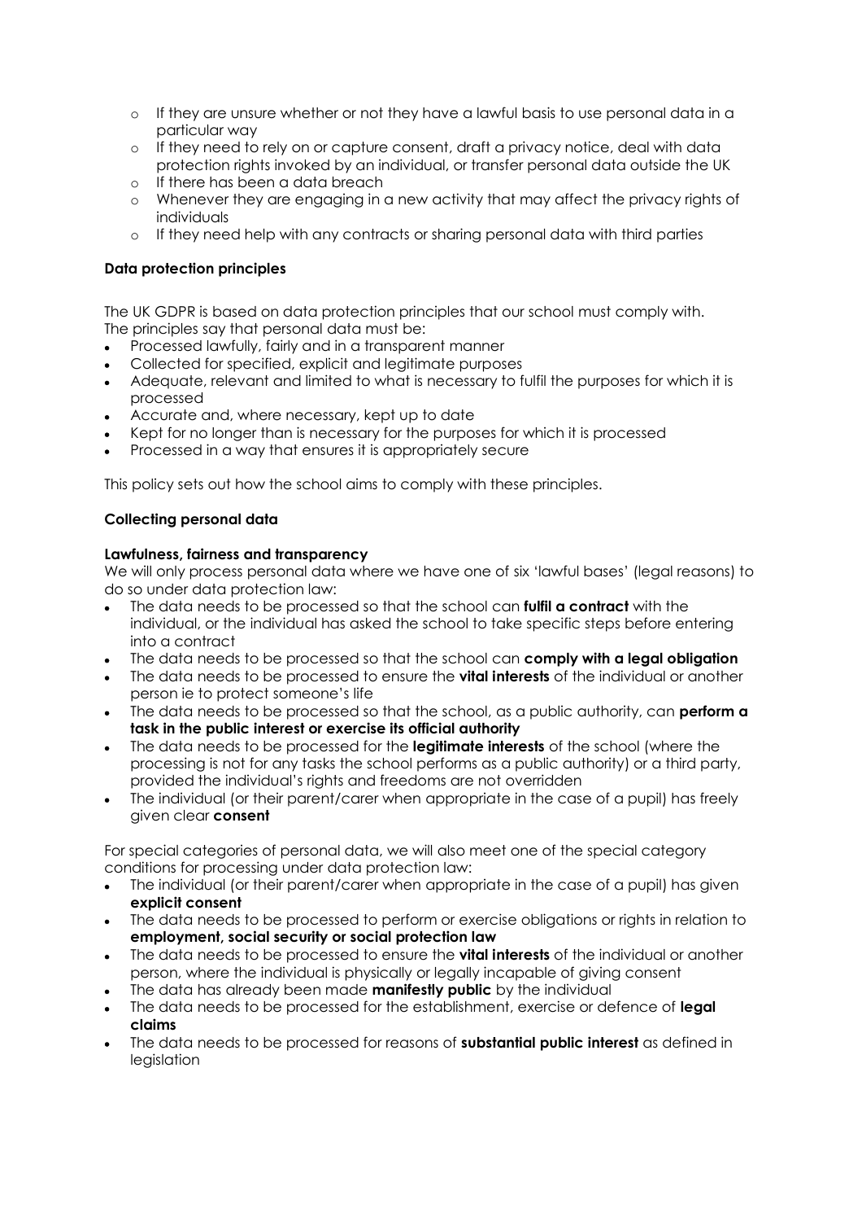- If they are unsure whether or not they have a lawful basis to use personal data in a particular way
  - If they need to rely on or capture consent, draft a privacy notice, deal with data protection rights invoked by an individual, or transfer personal data outside the UK
  - If there has been a data breach
  - Whenever they are engaging in a new activity that may affect the privacy rights of individuals
  - If they need help with any contracts or sharing personal data with third parties

**Data protection principles**

The UK GDPR is based on data protection principles that our school must comply with. The principles say that personal data must be:

- Processed lawfully, fairly and in a transparent manner
- Collected for specified, explicit and legitimate purposes
- Adequate, relevant and limited to what is necessary to fulfil the purposes for which it is processed
- Accurate and, where necessary, kept up to date
- Kept for no longer than is necessary for the purposes for which it is processed
- Processed in a way that ensures it is appropriately secure

This policy sets out how the school aims to comply with these principles.

**Collecting personal data**

**Lawfulness, fairness and transparency**

We will only process personal data where we have one of six 'lawful bases' (legal reasons) to do so under data protection law:

- The data needs to be processed so that the school can **fulfil a contract** with the individual, or the individual has asked the school to take specific steps before entering into a contract
- The data needs to be processed so that the school can **comply with a legal obligation**
- The data needs to be processed to ensure the **vital interests** of the individual or another person ie to protect someone's life
- The data needs to be processed so that the school, as a public authority, can **perform a task in the public interest or exercise its official authority**
- The data needs to be processed for the **legitimate interests** of the school (where the processing is not for any tasks the school performs as a public authority) or a third party, provided the individual's rights and freedoms are not overridden
- The individual (or their parent/carer when appropriate in the case of a pupil) has freely given clear **consent**

For special categories of personal data, we will also meet one of the special category conditions for processing under data protection law:

- The individual (or their parent/carer when appropriate in the case of a pupil) has given **explicit consent**
- The data needs to be processed to perform or exercise obligations or rights in relation to **employment, social security or social protection law**
- The data needs to be processed to ensure the **vital interests** of the individual or another person, where the individual is physically or legally incapable of giving consent
- The data has already been made **manifestly public** by the individual
- The data needs to be processed for the establishment, exercise or defence of **legal claims**
- The data needs to be processed for reasons of **substantial public interest** as defined in legislation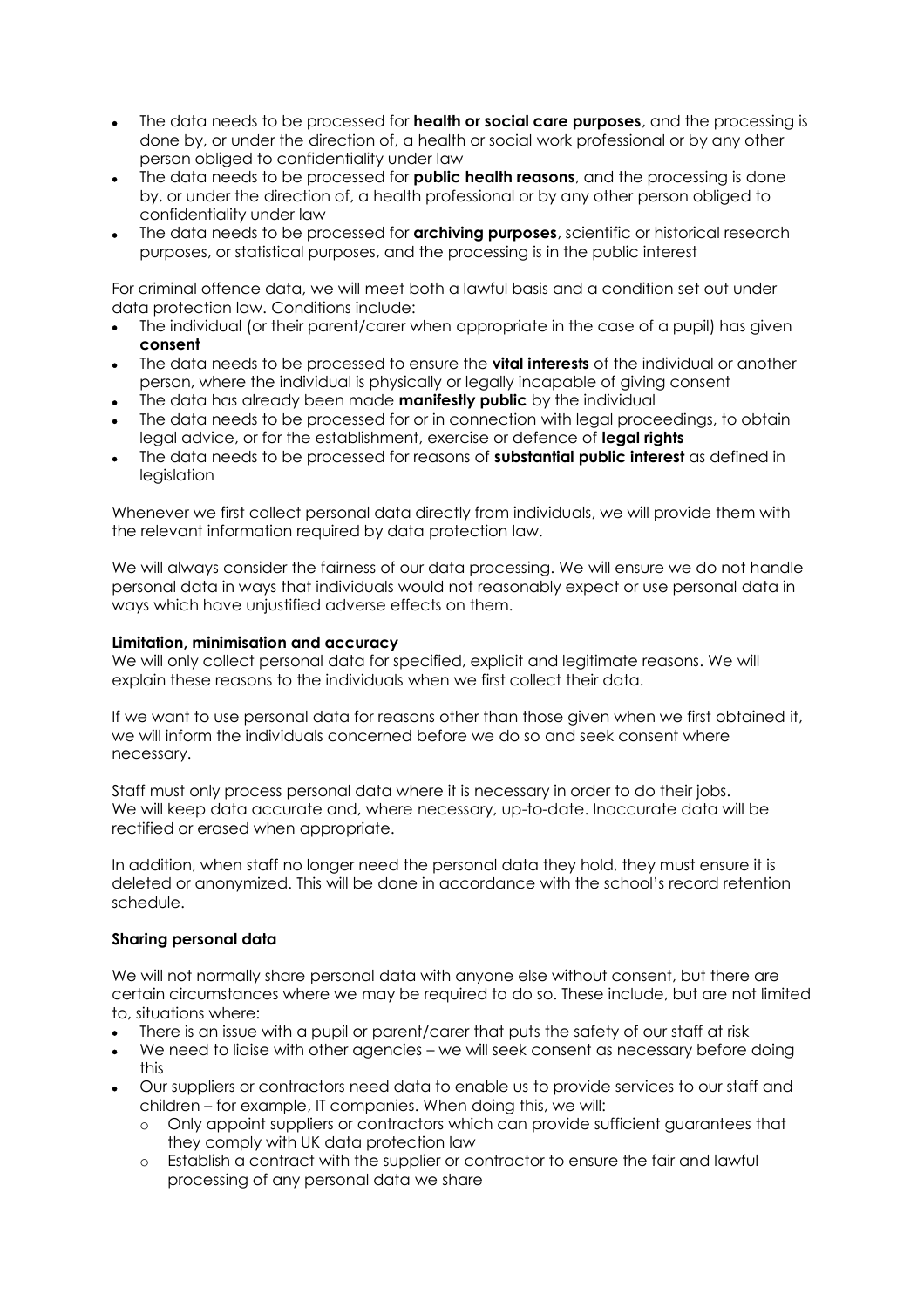- The data needs to be processed for **health or social care purposes**, and the processing is done by, or under the direction of, a health or social work professional or by any other person obliged to confidentiality under law
- The data needs to be processed for **public health reasons**, and the processing is done by, or under the direction of, a health professional or by any other person obliged to confidentiality under law
- The data needs to be processed for **archiving purposes**, scientific or historical research purposes, or statistical purposes, and the processing is in the public interest

For criminal offence data, we will meet both a lawful basis and a condition set out under data protection law. Conditions include:

- The individual (or their parent/carer when appropriate in the case of a pupil) has given **consent**
- The data needs to be processed to ensure the **vital interests** of the individual or another person, where the individual is physically or legally incapable of giving consent
- The data has already been made **manifestly public** by the individual
- The data needs to be processed for or in connection with legal proceedings, to obtain legal advice, or for the establishment, exercise or defence of **legal rights**
- The data needs to be processed for reasons of **substantial public interest** as defined in legislation

Whenever we first collect personal data directly from individuals, we will provide them with the relevant information required by data protection law.

We will always consider the fairness of our data processing. We will ensure we do not handle personal data in ways that individuals would not reasonably expect or use personal data in ways which have unjustified adverse effects on them.

**Limitation, minimisation and accuracy**

We will only collect personal data for specified, explicit and legitimate reasons. We will explain these reasons to the individuals when we first collect their data.

If we want to use personal data for reasons other than those given when we first obtained it, we will inform the individuals concerned before we do so and seek consent where necessary.

Staff must only process personal data where it is necessary in order to do their jobs. We will keep data accurate and, where necessary, up-to-date. Inaccurate data will be rectified or erased when appropriate.

In addition, when staff no longer need the personal data they hold, they must ensure it is deleted or anonymized. This will be done in accordance with the school's record retention schedule.

**Sharing personal data**

We will not normally share personal data with anyone else without consent, but there are certain circumstances where we may be required to do so. These include, but are not limited to, situations where:

- There is an issue with a pupil or parent/carer that puts the safety of our staff at risk
- We need to liaise with other agencies – we will seek consent as necessary before doing this
- Our suppliers or contractors need data to enable us to provide services to our staff and children – for example, IT companies. When doing this, we will:
  - Only appoint suppliers or contractors which can provide sufficient guarantees that they comply with UK data protection law
  - Establish a contract with the supplier or contractor to ensure the fair and lawful processing of any personal data we share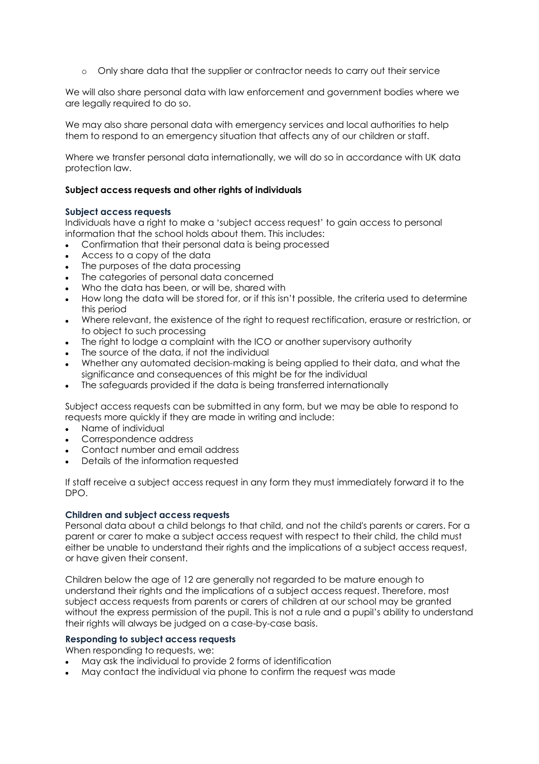- Only share data that the supplier or contractor needs to carry out their service

We will also share personal data with law enforcement and government bodies where we are legally required to do so.

We may also share personal data with emergency services and local authorities to help them to respond to an emergency situation that affects any of our children or staff.

Where we transfer personal data internationally, we will do so in accordance with UK data protection law.

## Subject access requests and other rights of individuals

### Subject access requests

Individuals have a right to make a 'subject access request' to gain access to personal information that the school holds about them. This includes:

- Confirmation that their personal data is being processed
- Access to a copy of the data
- The purposes of the data processing
- The categories of personal data concerned
- Who the data has been, or will be, shared with
- How long the data will be stored for, or if this isn't possible, the criteria used to determine this period
- Where relevant, the existence of the right to request rectification, erasure or restriction, or to object to such processing
- The right to lodge a complaint with the ICO or another supervisory authority
- The source of the data, if not the individual
- Whether any automated decision-making is being applied to their data, and what the significance and consequences of this might be for the individual
- The safeguards provided if the data is being transferred internationally

Subject access requests can be submitted in any form, but we may be able to respond to requests more quickly if they are made in writing and include:

- Name of individual
- Correspondence address
- Contact number and email address
- Details of the information requested

If staff receive a subject access request in any form they must immediately forward it to the DPO.

### Children and subject access requests

Personal data about a child belongs to that child, and not the child's parents or carers. For a parent or carer to make a subject access request with respect to their child, the child must either be unable to understand their rights and the implications of a subject access request, or have given their consent.

Children below the age of 12 are generally not regarded to be mature enough to understand their rights and the implications of a subject access request. Therefore, most subject access requests from parents or carers of children at our school may be granted without the express permission of the pupil. This is not a rule and a pupil's ability to understand their rights will always be judged on a case-by-case basis.

### Responding to subject access requests

When responding to requests, we:

- May ask the individual to provide 2 forms of identification
- May contact the individual via phone to confirm the request was made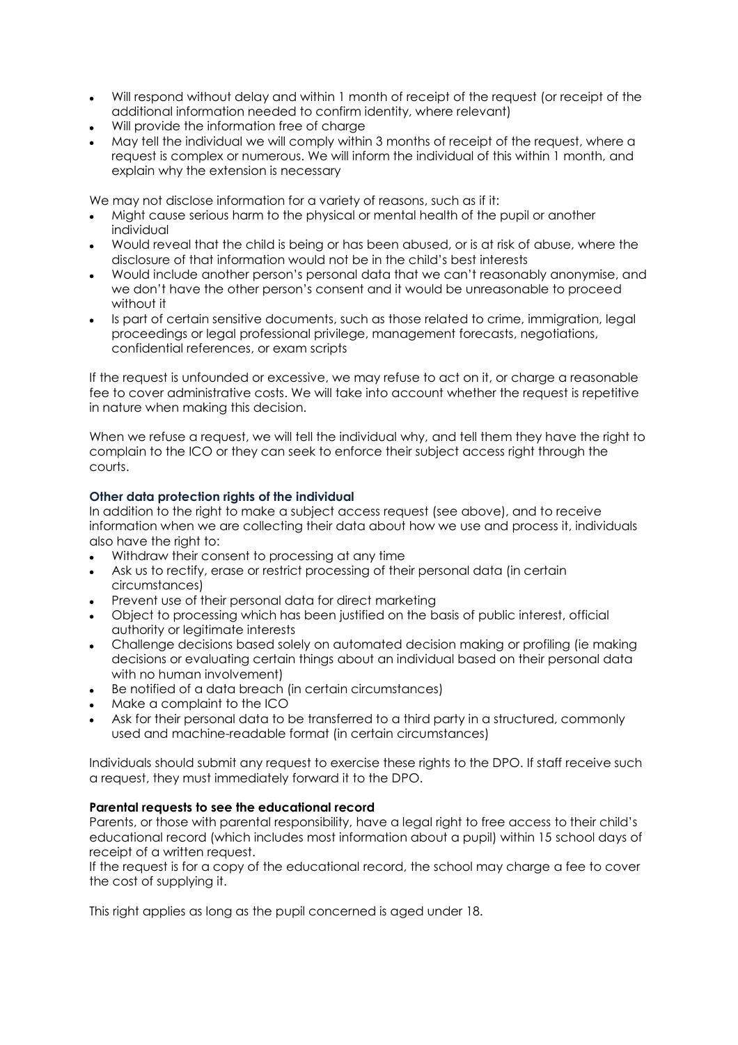- Will respond without delay and within 1 month of receipt of the request (or receipt of the additional information needed to confirm identity, where relevant)
- Will provide the information free of charge
- May tell the individual we will comply within 3 months of receipt of the request, where a request is complex or numerous. We will inform the individual of this within 1 month, and explain why the extension is necessary

We may not disclose information for a variety of reasons, such as if it:

- Might cause serious harm to the physical or mental health of the pupil or another individual
- Would reveal that the child is being or has been abused, or is at risk of abuse, where the disclosure of that information would not be in the child's best interests
- Would include another person's personal data that we can't reasonably anonymise, and we don't have the other person's consent and it would be unreasonable to proceed without it
- Is part of certain sensitive documents, such as those related to crime, immigration, legal proceedings or legal professional privilege, management forecasts, negotiations, confidential references, or exam scripts

If the request is unfounded or excessive, we may refuse to act on it, or charge a reasonable fee to cover administrative costs. We will take into account whether the request is repetitive in nature when making this decision.

When we refuse a request, we will tell the individual why, and tell them they have the right to complain to the ICO or they can seek to enforce their subject access right through the courts.

### Other data protection rights of the individual

In addition to the right to make a subject access request (see above), and to receive information when we are collecting their data about how we use and process it, individuals also have the right to:

- Withdraw their consent to processing at any time
- Ask us to rectify, erase or restrict processing of their personal data (in certain circumstances)
- Prevent use of their personal data for direct marketing
- Object to processing which has been justified on the basis of public interest, official authority or legitimate interests
- Challenge decisions based solely on automated decision making or profiling (ie making decisions or evaluating certain things about an individual based on their personal data with no human involvement)
- Be notified of a data breach (in certain circumstances)
- Make a complaint to the ICO
- Ask for their personal data to be transferred to a third party in a structured, commonly used and machine-readable format (in certain circumstances)

Individuals should submit any request to exercise these rights to the DPO. If staff receive such a request, they must immediately forward it to the DPO.

### Parental requests to see the educational record

Parents, or those with parental responsibility, have a legal right to free access to their child's educational record (which includes most information about a pupil) within 15 school days of receipt of a written request.
If the request is for a copy of the educational record, the school may charge a fee to cover the cost of supplying it.

This right applies as long as the pupil concerned is aged under 18.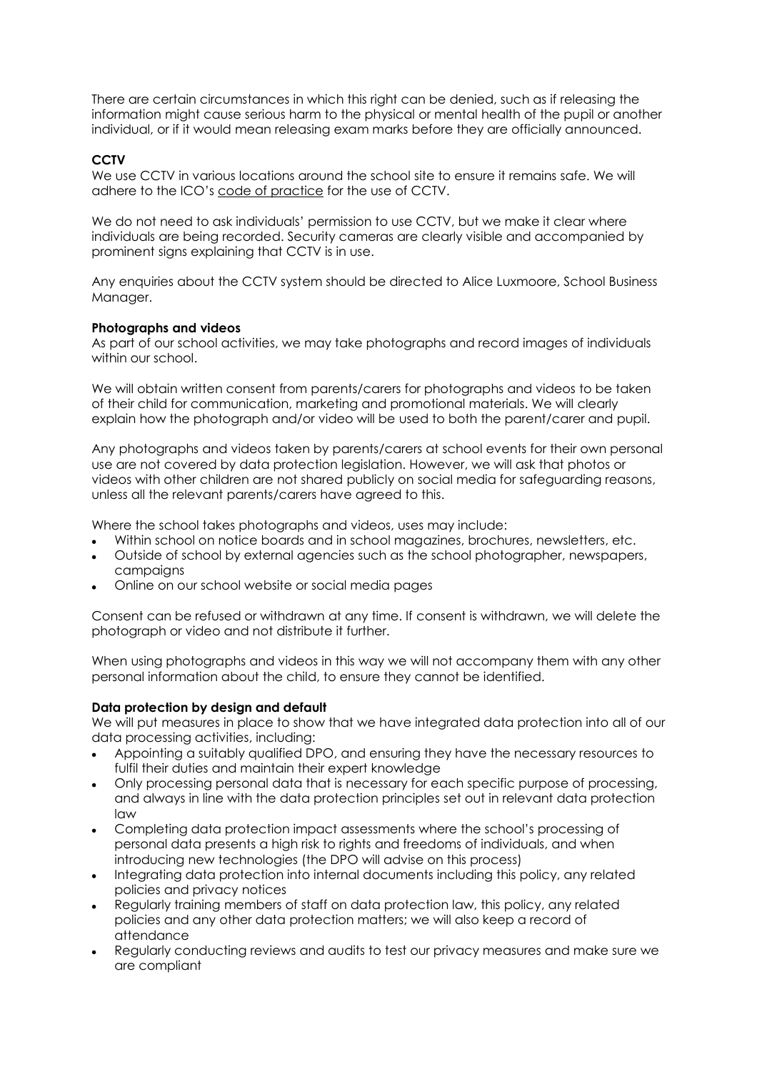There are certain circumstances in which this right can be denied, such as if releasing the information might cause serious harm to the physical or mental health of the pupil or another individual, or if it would mean releasing exam marks before they are officially announced.

**CCTV**

We use CCTV in various locations around the school site to ensure it remains safe. We will adhere to the ICO's code of practice for the use of CCTV.

We do not need to ask individuals' permission to use CCTV, but we make it clear where individuals are being recorded. Security cameras are clearly visible and accompanied by prominent signs explaining that CCTV is in use.

Any enquiries about the CCTV system should be directed to Alice Luxmoore, School Business Manager.

**Photographs and videos**

As part of our school activities, we may take photographs and record images of individuals within our school.

We will obtain written consent from parents/carers for photographs and videos to be taken of their child for communication, marketing and promotional materials. We will clearly explain how the photograph and/or video will be used to both the parent/carer and pupil.

Any photographs and videos taken by parents/carers at school events for their own personal use are not covered by data protection legislation. However, we will ask that photos or videos with other children are not shared publicly on social media for safeguarding reasons, unless all the relevant parents/carers have agreed to this.

Where the school takes photographs and videos, uses may include:

- Within school on notice boards and in school magazines, brochures, newsletters, etc.
- Outside of school by external agencies such as the school photographer, newspapers, campaigns
- Online on our school website or social media pages

Consent can be refused or withdrawn at any time. If consent is withdrawn, we will delete the photograph or video and not distribute it further.

When using photographs and videos in this way we will not accompany them with any other personal information about the child, to ensure they cannot be identified.

**Data protection by design and default**

We will put measures in place to show that we have integrated data protection into all of our data processing activities, including:

- Appointing a suitably qualified DPO, and ensuring they have the necessary resources to fulfil their duties and maintain their expert knowledge
- Only processing personal data that is necessary for each specific purpose of processing, and always in line with the data protection principles set out in relevant data protection law
- Completing data protection impact assessments where the school's processing of personal data presents a high risk to rights and freedoms of individuals, and when introducing new technologies (the DPO will advise on this process)
- Integrating data protection into internal documents including this policy, any related policies and privacy notices
- Regularly training members of staff on data protection law, this policy, any related policies and any other data protection matters; we will also keep a record of attendance
- Regularly conducting reviews and audits to test our privacy measures and make sure we are compliant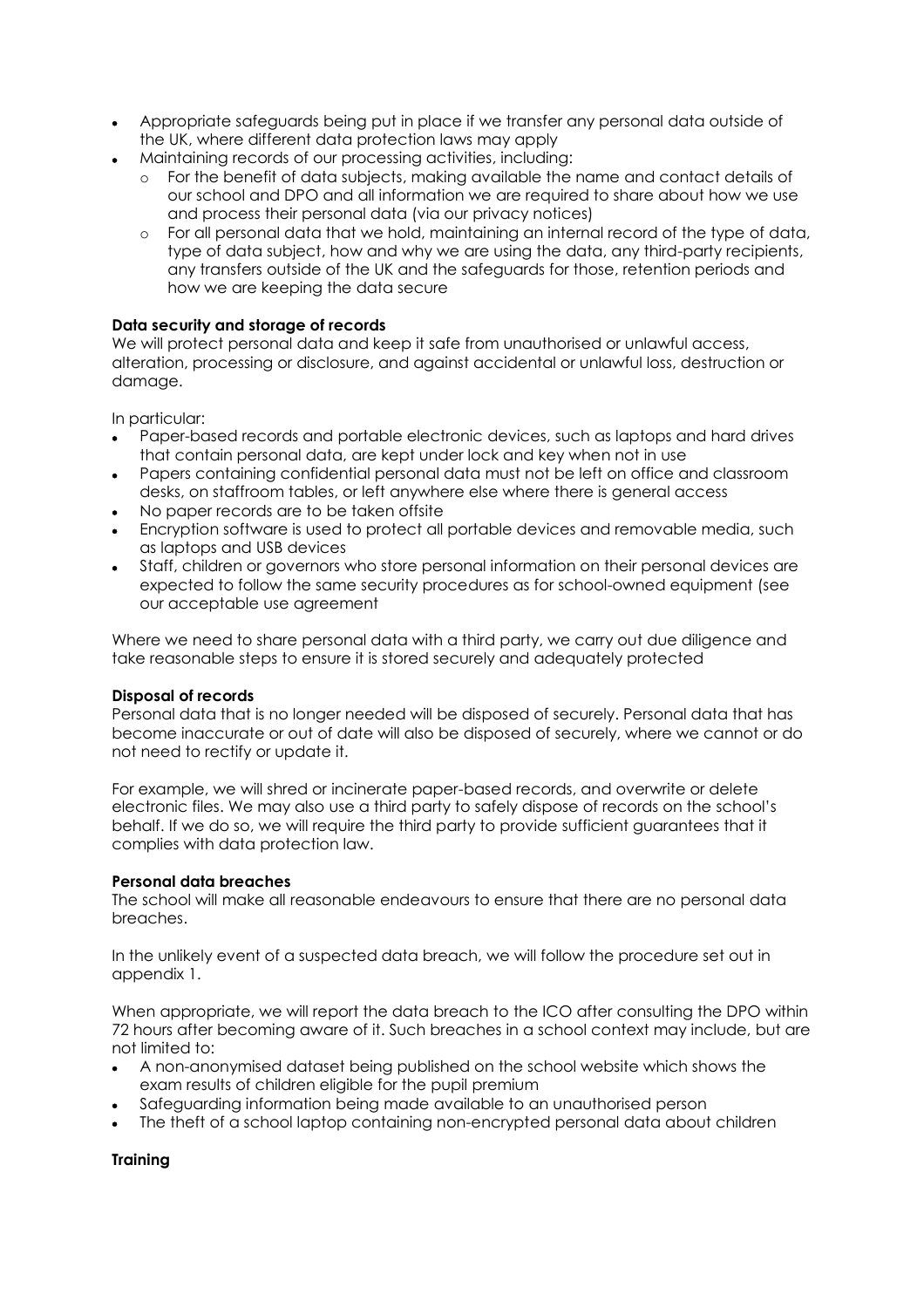- Appropriate safeguards being put in place if we transfer any personal data outside of the UK, where different data protection laws may apply
- Maintaining records of our processing activities, including:
  - For the benefit of data subjects, making available the name and contact details of our school and DPO and all information we are required to share about how we use and process their personal data (via our privacy notices)
  - For all personal data that we hold, maintaining an internal record of the type of data, type of data subject, how and why we are using the data, any third-party recipients, any transfers outside of the UK and the safeguards for those, retention periods and how we are keeping the data secure

**Data security and storage of records**

We will protect personal data and keep it safe from unauthorised or unlawful access, alteration, processing or disclosure, and against accidental or unlawful loss, destruction or damage.

In particular:

- Paper-based records and portable electronic devices, such as laptops and hard drives that contain personal data, are kept under lock and key when not in use
- Papers containing confidential personal data must not be left on office and classroom desks, on staffroom tables, or left anywhere else where there is general access
- No paper records are to be taken offsite
- Encryption software is used to protect all portable devices and removable media, such as laptops and USB devices
- Staff, children or governors who store personal information on their personal devices are expected to follow the same security procedures as for school-owned equipment (see our acceptable use agreement

Where we need to share personal data with a third party, we carry out due diligence and take reasonable steps to ensure it is stored securely and adequately protected

**Disposal of records**

Personal data that is no longer needed will be disposed of securely. Personal data that has become inaccurate or out of date will also be disposed of securely, where we cannot or do not need to rectify or update it.

For example, we will shred or incinerate paper-based records, and overwrite or delete electronic files. We may also use a third party to safely dispose of records on the school's behalf. If we do so, we will require the third party to provide sufficient guarantees that it complies with data protection law.

**Personal data breaches**

The school will make all reasonable endeavours to ensure that there are no personal data breaches.

In the unlikely event of a suspected data breach, we will follow the procedure set out in appendix 1.

When appropriate, we will report the data breach to the ICO after consulting the DPO within 72 hours after becoming aware of it. Such breaches in a school context may include, but are not limited to:

- A non-anonymised dataset being published on the school website which shows the exam results of children eligible for the pupil premium
- Safeguarding information being made available to an unauthorised person
- The theft of a school laptop containing non-encrypted personal data about children

**Training**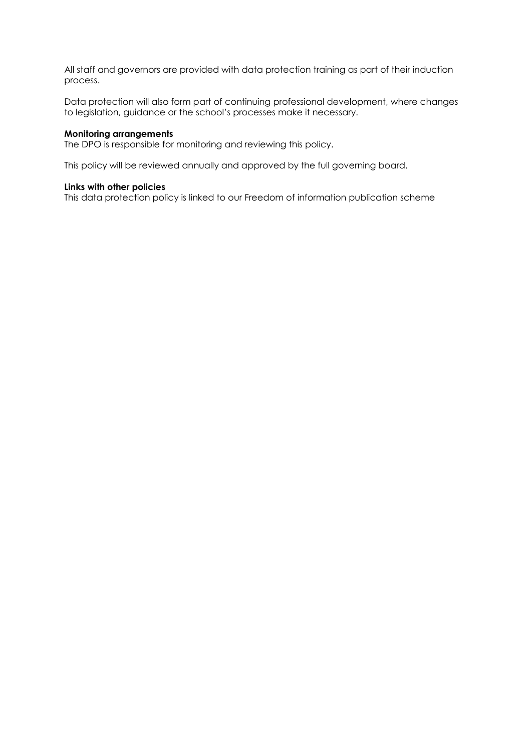All staff and governors are provided with data protection training as part of their induction process.

Data protection will also form part of continuing professional development, where changes to legislation, guidance or the school's processes make it necessary.

**Monitoring arrangements**

The DPO is responsible for monitoring and reviewing this policy.

This policy will be reviewed annually and approved by the full governing board.

**Links with other policies**

This data protection policy is linked to our Freedom of information publication scheme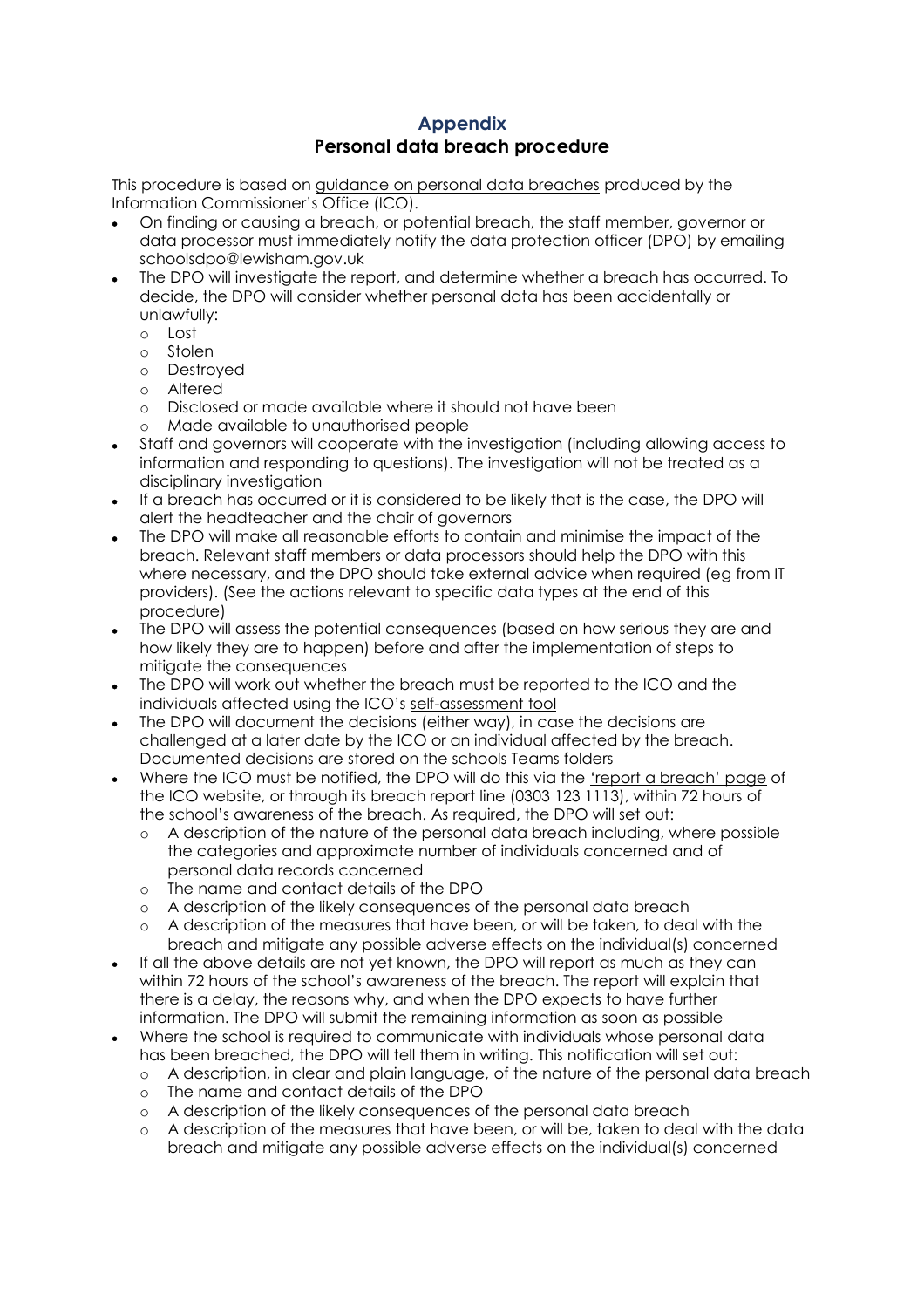## Appendix
## Personal data breach procedure

This procedure is based on guidance on personal data breaches produced by the Information Commissioner's Office (ICO).

- On finding or causing a breach, or potential breach, the staff member, governor or data processor must immediately notify the data protection officer (DPO) by emailing schoolsdpo@lewisham.gov.uk
- The DPO will investigate the report, and determine whether a breach has occurred. To decide, the DPO will consider whether personal data has been accidentally or unlawfully:
  - Lost
  - Stolen
  - Destroyed
  - Altered
  - Disclosed or made available where it should not have been
  - Made available to unauthorised people
- Staff and governors will cooperate with the investigation (including allowing access to information and responding to questions). The investigation will not be treated as a disciplinary investigation
- If a breach has occurred or it is considered to be likely that is the case, the DPO will alert the headteacher and the chair of governors
- The DPO will make all reasonable efforts to contain and minimise the impact of the breach. Relevant staff members or data processors should help the DPO with this where necessary, and the DPO should take external advice when required (eg from IT providers). (See the actions relevant to specific data types at the end of this procedure)
- The DPO will assess the potential consequences (based on how serious they are and how likely they are to happen) before and after the implementation of steps to mitigate the consequences
- The DPO will work out whether the breach must be reported to the ICO and the individuals affected using the ICO's self-assessment tool
- The DPO will document the decisions (either way), in case the decisions are challenged at a later date by the ICO or an individual affected by the breach. Documented decisions are stored on the schools Teams folders
- Where the ICO must be notified, the DPO will do this via the 'report a breach' page of the ICO website, or through its breach report line (0303 123 1113), within 72 hours of the school's awareness of the breach. As required, the DPO will set out:
  - A description of the nature of the personal data breach including, where possible the categories and approximate number of individuals concerned and of personal data records concerned
  - The name and contact details of the DPO
  - A description of the likely consequences of the personal data breach
  - A description of the measures that have been, or will be taken, to deal with the breach and mitigate any possible adverse effects on the individual(s) concerned
- If all the above details are not yet known, the DPO will report as much as they can within 72 hours of the school's awareness of the breach. The report will explain that there is a delay, the reasons why, and when the DPO expects to have further information. The DPO will submit the remaining information as soon as possible
- Where the school is required to communicate with individuals whose personal data has been breached, the DPO will tell them in writing. This notification will set out:
  - A description, in clear and plain language, of the nature of the personal data breach
  - The name and contact details of the DPO
  - A description of the likely consequences of the personal data breach
  - A description of the measures that have been, or will be, taken to deal with the data breach and mitigate any possible adverse effects on the individual(s) concerned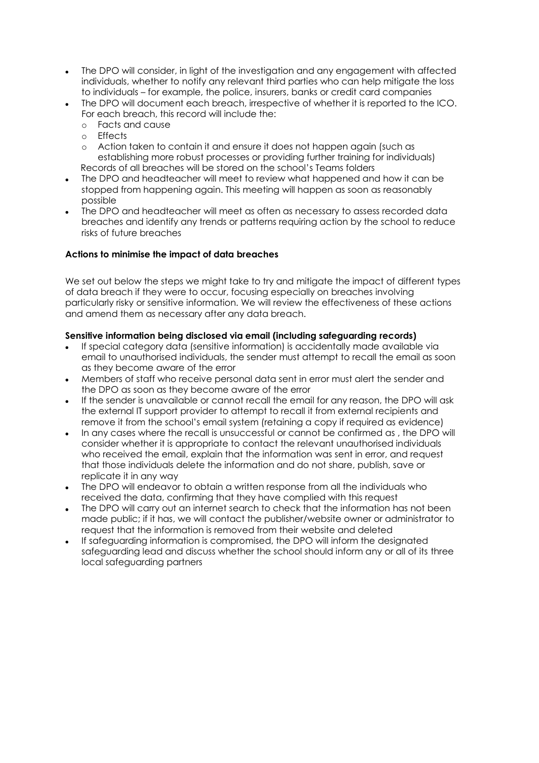- The DPO will consider, in light of the investigation and any engagement with affected individuals, whether to notify any relevant third parties who can help mitigate the loss to individuals – for example, the police, insurers, banks or credit card companies
- The DPO will document each breach, irrespective of whether it is reported to the ICO. For each breach, this record will include the:
  - Facts and cause
  - Effects
  - Action taken to contain it and ensure it does not happen again (such as establishing more robust processes or providing further training for individuals)

  Records of all breaches will be stored on the school's Teams folders
- The DPO and headteacher will meet to review what happened and how it can be stopped from happening again. This meeting will happen as soon as reasonably possible
- The DPO and headteacher will meet as often as necessary to assess recorded data breaches and identify any trends or patterns requiring action by the school to reduce risks of future breaches

**Actions to minimise the impact of data breaches**

We set out below the steps we might take to try and mitigate the impact of different types of data breach if they were to occur, focusing especially on breaches involving particularly risky or sensitive information. We will review the effectiveness of these actions and amend them as necessary after any data breach.

**Sensitive information being disclosed via email (including safeguarding records)**

- If special category data (sensitive information) is accidentally made available via email to unauthorised individuals, the sender must attempt to recall the email as soon as they become aware of the error
- Members of staff who receive personal data sent in error must alert the sender and the DPO as soon as they become aware of the error
- If the sender is unavailable or cannot recall the email for any reason, the DPO will ask the external IT support provider to attempt to recall it from external recipients and remove it from the school's email system (retaining a copy if required as evidence)
- In any cases where the recall is unsuccessful or cannot be confirmed as , the DPO will consider whether it is appropriate to contact the relevant unauthorised individuals who received the email, explain that the information was sent in error, and request that those individuals delete the information and do not share, publish, save or replicate it in any way
- The DPO will endeavor to obtain a written response from all the individuals who received the data, confirming that they have complied with this request
- The DPO will carry out an internet search to check that the information has not been made public; if it has, we will contact the publisher/website owner or administrator to request that the information is removed from their website and deleted
- If safeguarding information is compromised, the DPO will inform the designated safeguarding lead and discuss whether the school should inform any or all of its three local safeguarding partners